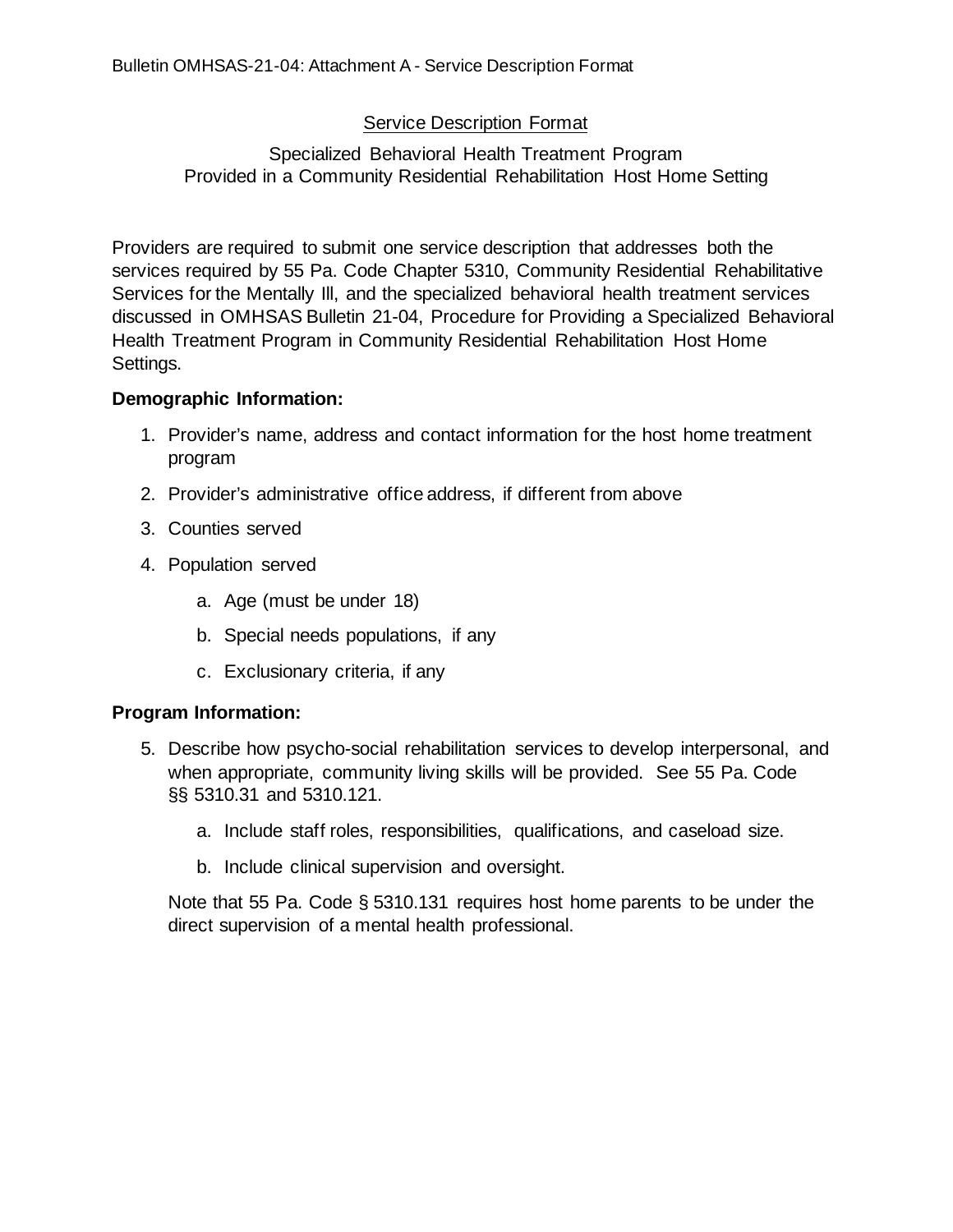Bulletin OMHSAS-21-04: Attachment A - Service Description Format

## Service Description Format

### Specialized Behavioral Health Treatment Program Provided in a Community Residential Rehabilitation Host Home Setting

Providers are required to submit one service description that addresses both the services required by 55 Pa. Code Chapter 5310, Community Residential Rehabilitative Services for the Mentally Ill, and the specialized behavioral health treatment services discussed in OMHSAS Bulletin 21-04, Procedure for Providing a Specialized Behavioral Health Treatment Program in Community Residential Rehabilitation Host Home Settings.

**Demographic Information:**

1. Provider's name, address and contact information for the host home treatment program
2. Provider's administrative office address, if different from above
3. Counties served
4. Population served
   a. Age (must be under 18)
   b. Special needs populations, if any
   c. Exclusionary criteria, if any

**Program Information:**

5. Describe how psycho-social rehabilitation services to develop interpersonal, and when appropriate, community living skills will be provided. See 55 Pa. Code §§ 5310.31 and 5310.121.
   a. Include staff roles, responsibilities, qualifications, and caseload size.
   b. Include clinical supervision and oversight.

   Note that 55 Pa. Code § 5310.131 requires host home parents to be under the direct supervision of a mental health professional.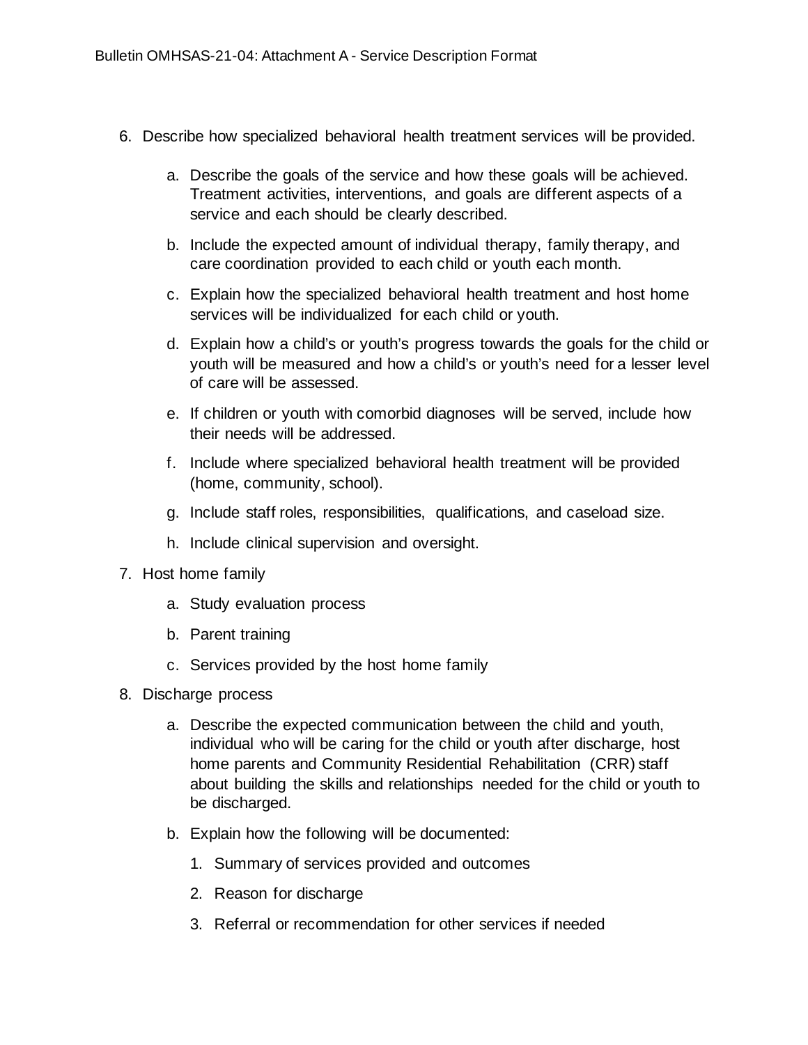6. Describe how specialized behavioral health treatment services will be provided.

    a. Describe the goals of the service and how these goals will be achieved. Treatment activities, interventions, and goals are different aspects of a service and each should be clearly described.

    b. Include the expected amount of individual therapy, family therapy, and care coordination provided to each child or youth each month.

    c. Explain how the specialized behavioral health treatment and host home services will be individualized for each child or youth.

    d. Explain how a child's or youth's progress towards the goals for the child or youth will be measured and how a child's or youth's need for a lesser level of care will be assessed.

    e. If children or youth with comorbid diagnoses will be served, include how their needs will be addressed.

    f. Include where specialized behavioral health treatment will be provided (home, community, school).

    g. Include staff roles, responsibilities, qualifications, and caseload size.

    h. Include clinical supervision and oversight.

7. Host home family

    a. Study evaluation process

    b. Parent training

    c. Services provided by the host home family

8. Discharge process

    a. Describe the expected communication between the child and youth, individual who will be caring for the child or youth after discharge, host home parents and Community Residential Rehabilitation (CRR) staff about building the skills and relationships needed for the child or youth to be discharged.

    b. Explain how the following will be documented:

        1. Summary of services provided and outcomes

        2. Reason for discharge

        3. Referral or recommendation for other services if needed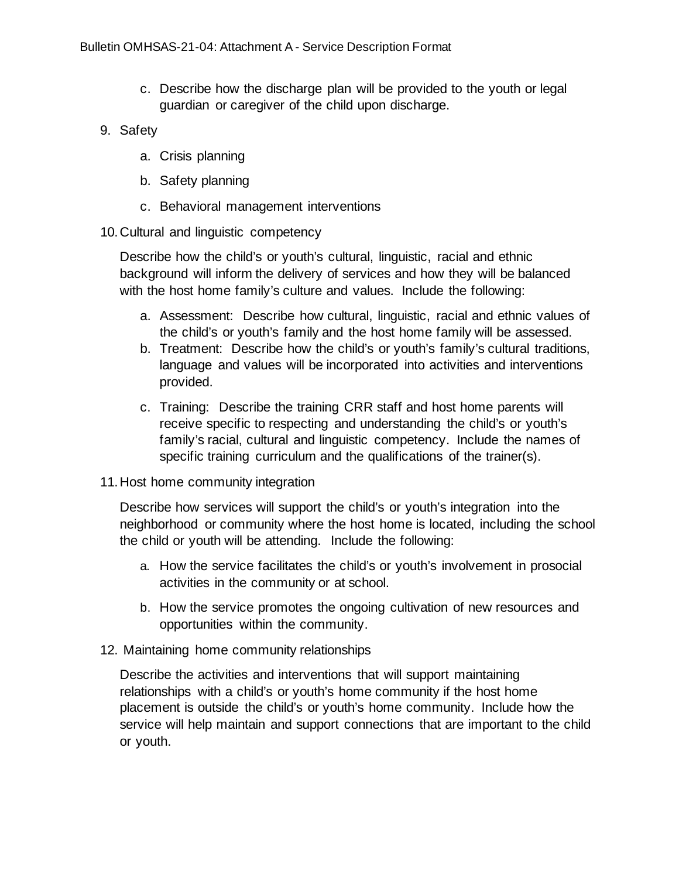c. Describe how the discharge plan will be provided to the youth or legal guardian or caregiver of the child upon discharge.

9. Safety

    a. Crisis planning

    b. Safety planning

    c. Behavioral management interventions

10. Cultural and linguistic competency

    Describe how the child's or youth's cultural, linguistic, racial and ethnic background will inform the delivery of services and how they will be balanced with the host home family's culture and values. Include the following:

    a. Assessment: Describe how cultural, linguistic, racial and ethnic values of the child's or youth's family and the host home family will be assessed.
    b. Treatment: Describe how the child's or youth's family's cultural traditions, language and values will be incorporated into activities and interventions provided.
    c. Training: Describe the training CRR staff and host home parents will receive specific to respecting and understanding the child's or youth's family's racial, cultural and linguistic competency. Include the names of specific training curriculum and the qualifications of the trainer(s).

11. Host home community integration

    Describe how services will support the child's or youth's integration into the neighborhood or community where the host home is located, including the school the child or youth will be attending. Include the following:

    a. How the service facilitates the child's or youth's involvement in prosocial activities in the community or at school.
    b. How the service promotes the ongoing cultivation of new resources and opportunities within the community.

12. Maintaining home community relationships

    Describe the activities and interventions that will support maintaining relationships with a child's or youth's home community if the host home placement is outside the child's or youth's home community. Include how the service will help maintain and support connections that are important to the child or youth.